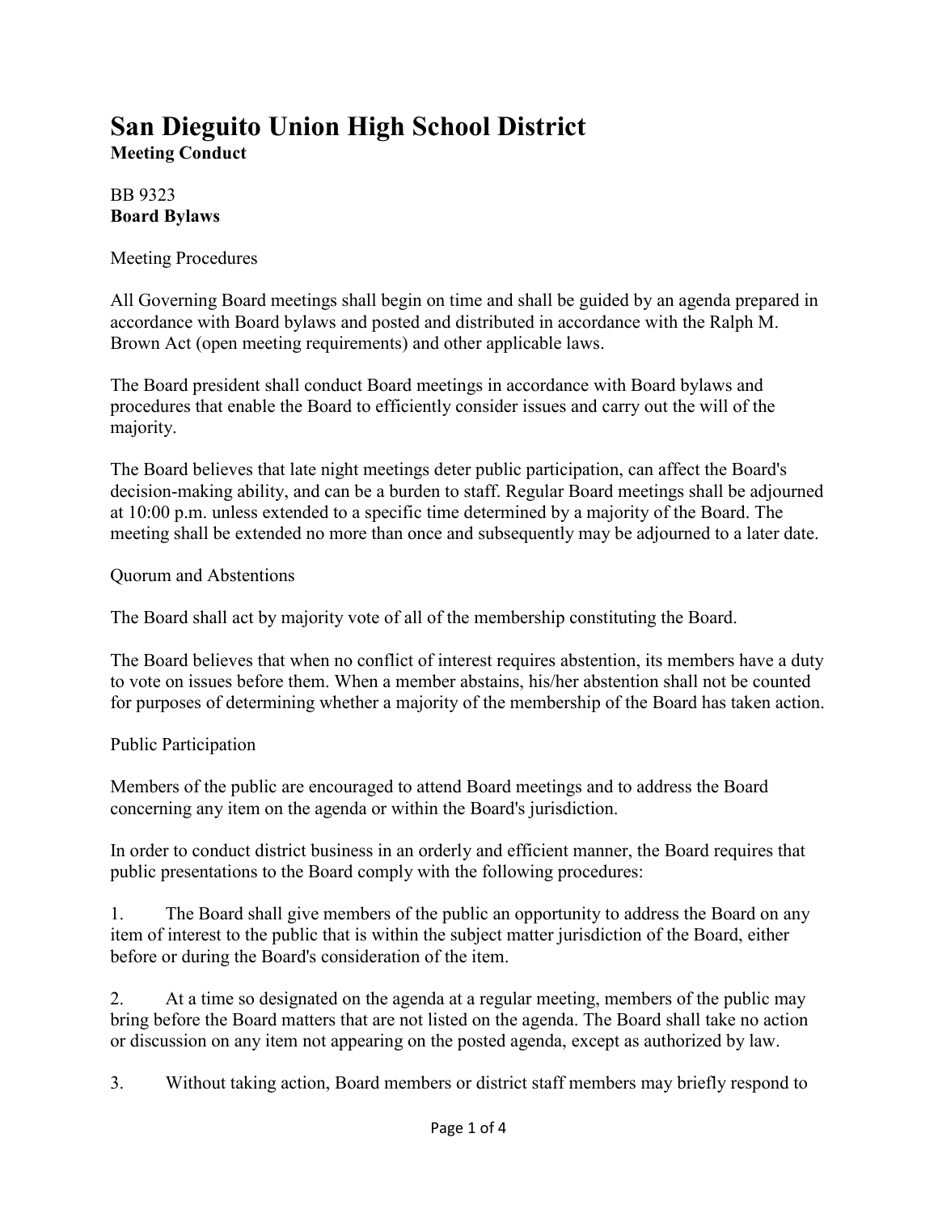# San Dieguito Union High School District

**Meeting Conduct**

BB 9323
**Board Bylaws**

Meeting Procedures

All Governing Board meetings shall begin on time and shall be guided by an agenda prepared in accordance with Board bylaws and posted and distributed in accordance with the Ralph M. Brown Act (open meeting requirements) and other applicable laws.

The Board president shall conduct Board meetings in accordance with Board bylaws and procedures that enable the Board to efficiently consider issues and carry out the will of the majority.

The Board believes that late night meetings deter public participation, can affect the Board's decision-making ability, and can be a burden to staff. Regular Board meetings shall be adjourned at 10:00 p.m. unless extended to a specific time determined by a majority of the Board. The meeting shall be extended no more than once and subsequently may be adjourned to a later date.

Quorum and Abstentions

The Board shall act by majority vote of all of the membership constituting the Board.

The Board believes that when no conflict of interest requires abstention, its members have a duty to vote on issues before them. When a member abstains, his/her abstention shall not be counted for purposes of determining whether a majority of the membership of the Board has taken action.

Public Participation

Members of the public are encouraged to attend Board meetings and to address the Board concerning any item on the agenda or within the Board's jurisdiction.

In order to conduct district business in an orderly and efficient manner, the Board requires that public presentations to the Board comply with the following procedures:

1. The Board shall give members of the public an opportunity to address the Board on any item of interest to the public that is within the subject matter jurisdiction of the Board, either before or during the Board's consideration of the item.

2. At a time so designated on the agenda at a regular meeting, members of the public may bring before the Board matters that are not listed on the agenda. The Board shall take no action or discussion on any item not appearing on the posted agenda, except as authorized by law.

3. Without taking action, Board members or district staff members may briefly respond to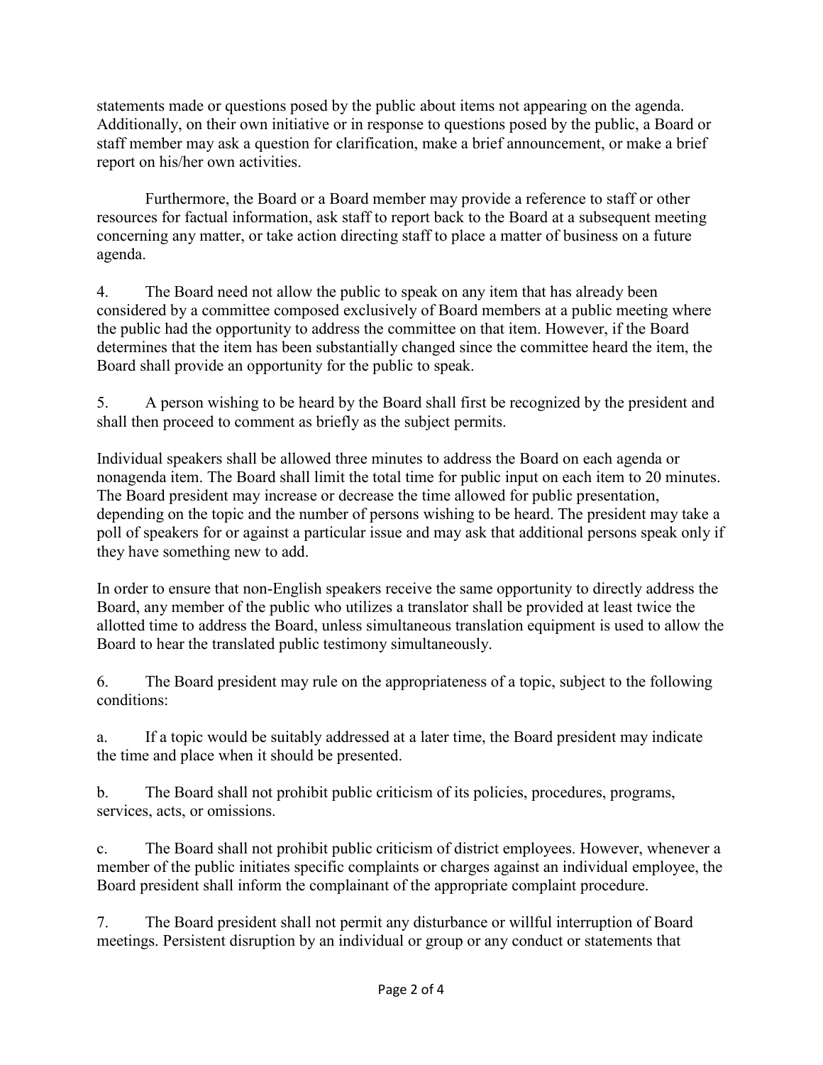statements made or questions posed by the public about items not appearing on the agenda. Additionally, on their own initiative or in response to questions posed by the public, a Board or staff member may ask a question for clarification, make a brief announcement, or make a brief report on his/her own activities.

Furthermore, the Board or a Board member may provide a reference to staff or other resources for factual information, ask staff to report back to the Board at a subsequent meeting concerning any matter, or take action directing staff to place a matter of business on a future agenda.

4. The Board need not allow the public to speak on any item that has already been considered by a committee composed exclusively of Board members at a public meeting where the public had the opportunity to address the committee on that item. However, if the Board determines that the item has been substantially changed since the committee heard the item, the Board shall provide an opportunity for the public to speak.

5. A person wishing to be heard by the Board shall first be recognized by the president and shall then proceed to comment as briefly as the subject permits.

Individual speakers shall be allowed three minutes to address the Board on each agenda or nonagenda item. The Board shall limit the total time for public input on each item to 20 minutes. The Board president may increase or decrease the time allowed for public presentation, depending on the topic and the number of persons wishing to be heard. The president may take a poll of speakers for or against a particular issue and may ask that additional persons speak only if they have something new to add.

In order to ensure that non-English speakers receive the same opportunity to directly address the Board, any member of the public who utilizes a translator shall be provided at least twice the allotted time to address the Board, unless simultaneous translation equipment is used to allow the Board to hear the translated public testimony simultaneously.

6. The Board president may rule on the appropriateness of a topic, subject to the following conditions:

a. If a topic would be suitably addressed at a later time, the Board president may indicate the time and place when it should be presented.

b. The Board shall not prohibit public criticism of its policies, procedures, programs, services, acts, or omissions.

c. The Board shall not prohibit public criticism of district employees. However, whenever a member of the public initiates specific complaints or charges against an individual employee, the Board president shall inform the complainant of the appropriate complaint procedure.

7. The Board president shall not permit any disturbance or willful interruption of Board meetings. Persistent disruption by an individual or group or any conduct or statements that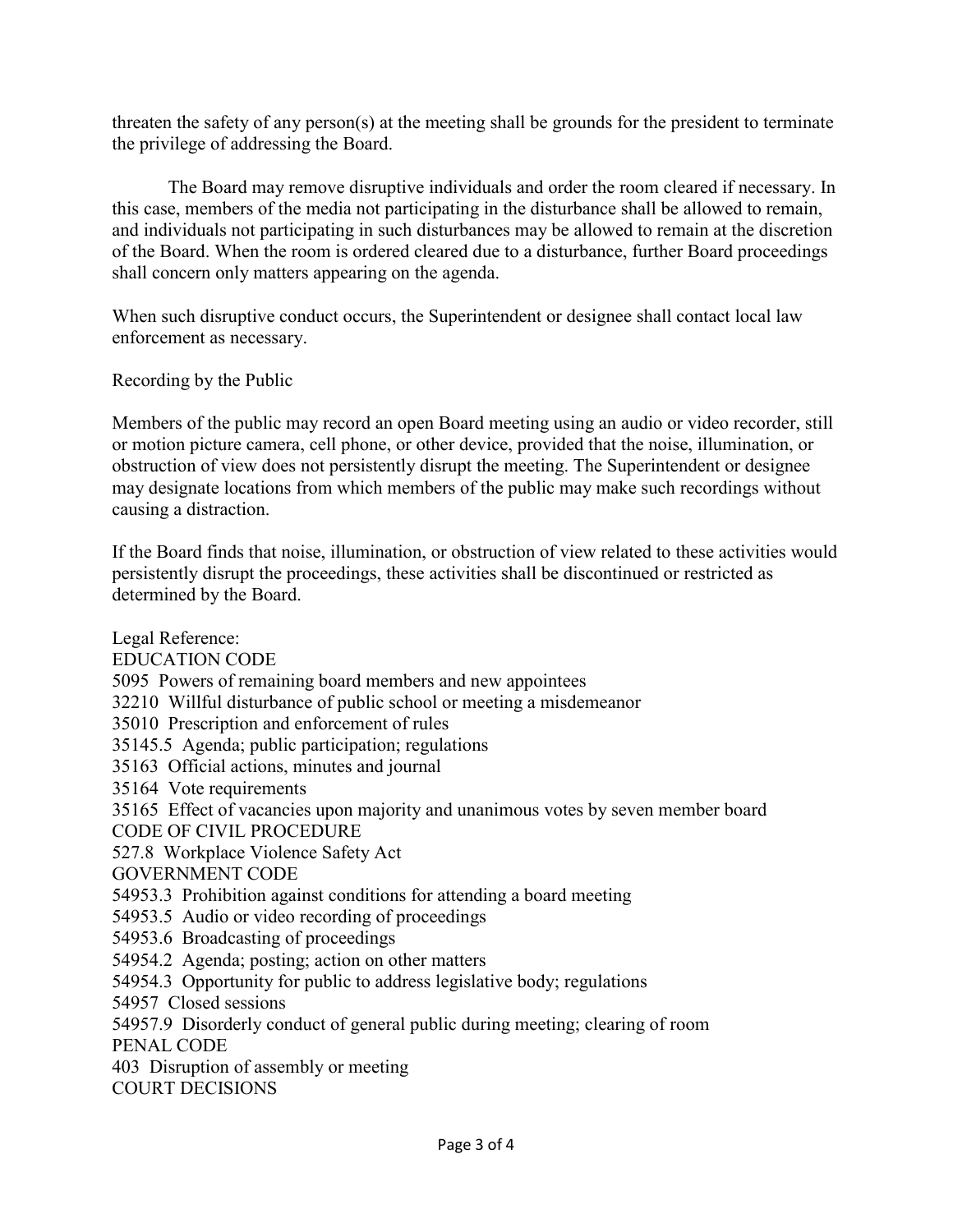threaten the safety of any person(s) at the meeting shall be grounds for the president to terminate the privilege of addressing the Board.

The Board may remove disruptive individuals and order the room cleared if necessary. In this case, members of the media not participating in the disturbance shall be allowed to remain, and individuals not participating in such disturbances may be allowed to remain at the discretion of the Board. When the room is ordered cleared due to a disturbance, further Board proceedings shall concern only matters appearing on the agenda.

When such disruptive conduct occurs, the Superintendent or designee shall contact local law enforcement as necessary.

## Recording by the Public

Members of the public may record an open Board meeting using an audio or video recorder, still or motion picture camera, cell phone, or other device, provided that the noise, illumination, or obstruction of view does not persistently disrupt the meeting. The Superintendent or designee may designate locations from which members of the public may make such recordings without causing a distraction.

If the Board finds that noise, illumination, or obstruction of view related to these activities would persistently disrupt the proceedings, these activities shall be discontinued or restricted as determined by the Board.

Legal Reference:

EDUCATION CODE

5095 Powers of remaining board members and new appointees

32210 Willful disturbance of public school or meeting a misdemeanor

35010 Prescription and enforcement of rules

35145.5 Agenda; public participation; regulations

35163 Official actions, minutes and journal

35164 Vote requirements

35165 Effect of vacancies upon majority and unanimous votes by seven member board

CODE OF CIVIL PROCEDURE

527.8 Workplace Violence Safety Act

GOVERNMENT CODE

54953.3 Prohibition against conditions for attending a board meeting

54953.5 Audio or video recording of proceedings

54953.6 Broadcasting of proceedings

54954.2 Agenda; posting; action on other matters

54954.3 Opportunity for public to address legislative body; regulations

54957 Closed sessions

54957.9 Disorderly conduct of general public during meeting; clearing of room

PENAL CODE

403 Disruption of assembly or meeting

COURT DECISIONS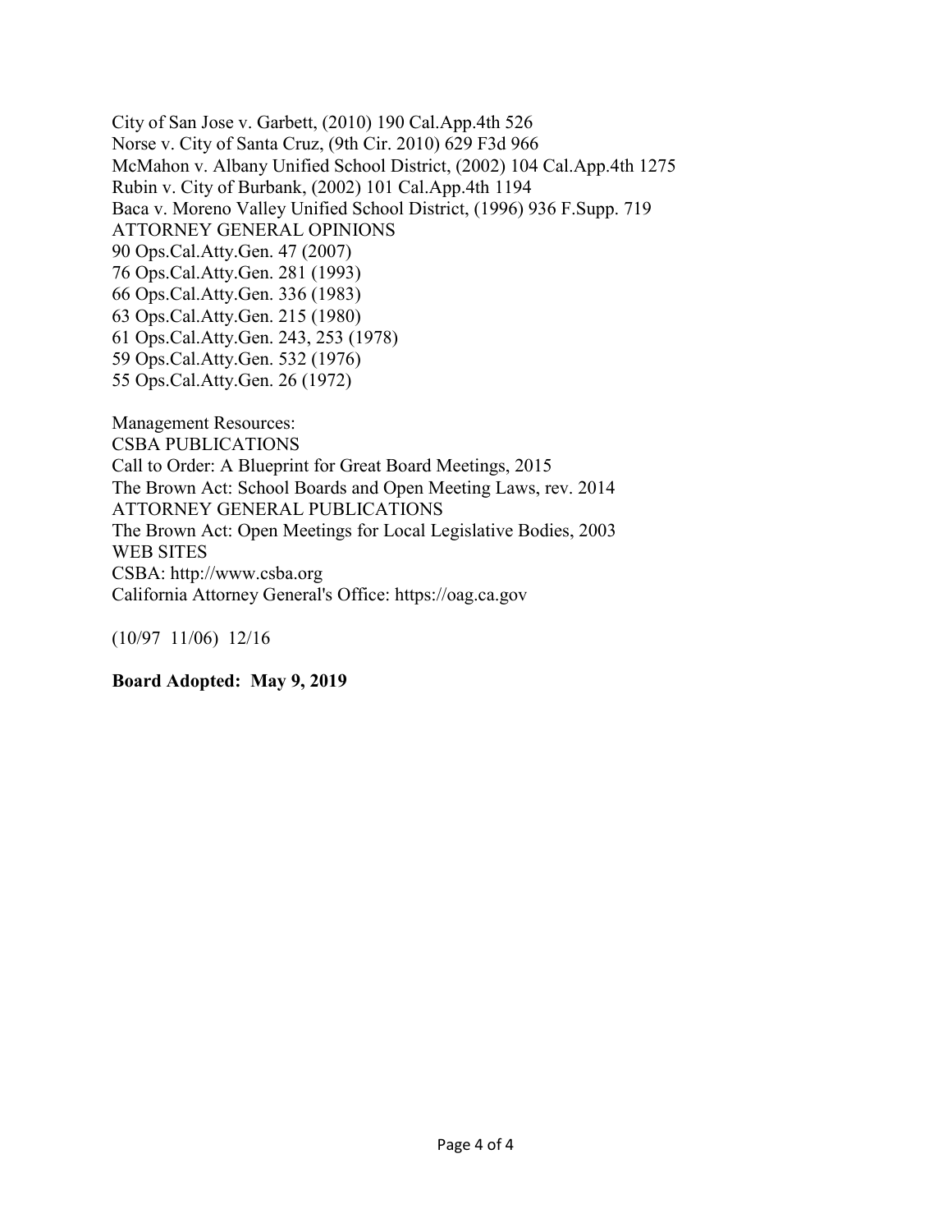City of San Jose v. Garbett, (2010) 190 Cal.App.4th 526
Norse v. City of Santa Cruz, (9th Cir. 2010) 629 F3d 966
McMahon v. Albany Unified School District, (2002) 104 Cal.App.4th 1275
Rubin v. City of Burbank, (2002) 101 Cal.App.4th 1194
Baca v. Moreno Valley Unified School District, (1996) 936 F.Supp. 719
ATTORNEY GENERAL OPINIONS
90 Ops.Cal.Atty.Gen. 47 (2007)
76 Ops.Cal.Atty.Gen. 281 (1993)
66 Ops.Cal.Atty.Gen. 336 (1983)
63 Ops.Cal.Atty.Gen. 215 (1980)
61 Ops.Cal.Atty.Gen. 243, 253 (1978)
59 Ops.Cal.Atty.Gen. 532 (1976)
55 Ops.Cal.Atty.Gen. 26 (1972)

Management Resources:
CSBA PUBLICATIONS
Call to Order: A Blueprint for Great Board Meetings, 2015
The Brown Act: School Boards and Open Meeting Laws, rev. 2014
ATTORNEY GENERAL PUBLICATIONS
The Brown Act: Open Meetings for Local Legislative Bodies, 2003
WEB SITES
CSBA: http://www.csba.org
California Attorney General's Office: https://oag.ca.gov

(10/97 11/06) 12/16

**Board Adopted: May 9, 2019**